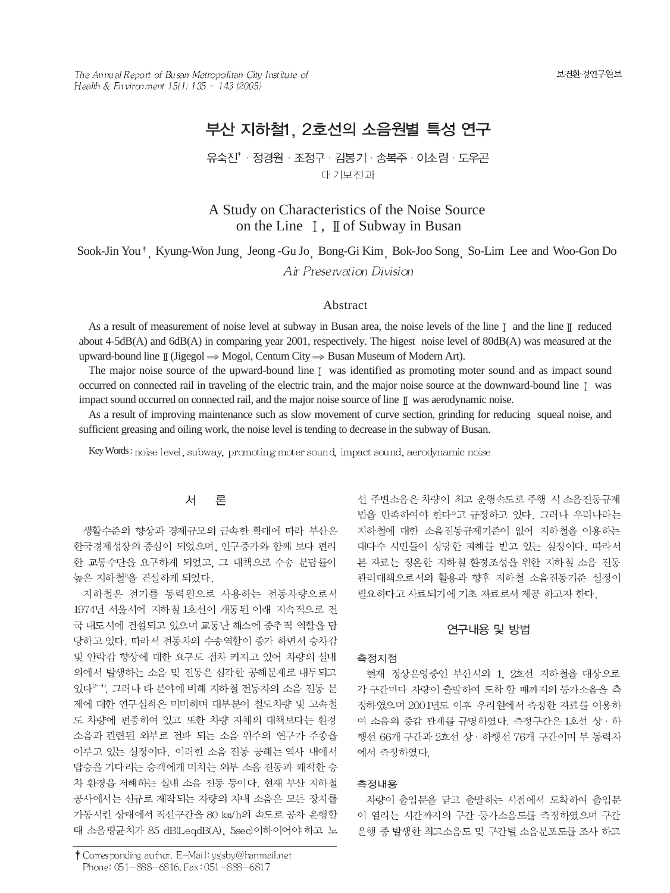# 부산 지하철1, 2호선의 소음원별 특성 연구

유숙진† · 정경원 · 조정구 · 김봉기 · 송복주 · 이소림 · 도우곤

대기보전과

# A Study on Characteristics of the Noise Source on the Line Ⅰ, Ⅱ of Subway in Busan

Sook-Jin You†, Kyung-Won Jung, Jeong -Gu Jo, Bong-Gi Kim, Bok-Joo Song, So-Lim Lee and Woo-Gon Do

*Air Preservation Division*

## Abstract

As a result of measurement of noise level at subway in Busan area, the noise levels of the line Ⅰ and the line Ⅱ reduced about 4-5dB(A) and 6dB(A) in comparing year 2001, respectively. The higest noise level of 80dB(A) was measured at the upward-bound line Ⅱ (Jigegol ⇒ Mogol, Centum City ⇒ Busan Museum of Modern Art).

The major noise source of the upward-bound line Ⅰ was identified as promoting moter sound and as impact sound occurred on connected rail in traveling of the electric train, and the major noise source at the downward-bound line Ⅰ was impact sound occurred on connected rail, and the major noise source of line Ⅱ was aerodynamic noise.

As a result of improving maintenance such as slow movement of curve section, grinding for reducing squeal noise, and sufficient greasing and oiling work, the noise level is tending to decrease in the subway of Busan.

Key Words : noise level, subway, promoting moter sound, impact sound, aerodynamic noise

## 서 론

생활수준의 향상과 경제규모의 급속한 확대에 따라 부산은 한국경제성장의 중심이 되었으며, 인구증가와 함께 보다 편리한 교통수단을 요구하게 되었고, 그 대책으로 수송 분담률이 높은 지하철[1]을 건설하게 되었다.

지하철은 전기를 동력원으로 사용하는 전동차량으로서 1974년 서울시에 지하철 1호선이 개통된 이래 지속적으로 전국 대도시에 건설되고 있으며 교통난 해소에 중추적 역할을 담당하고 있다. 따라서 전동차의 수송역할이 증가 하면서 승차감 및 안락감 향상에 대한 요구도 점차 커지고 있어 차량의 실내외에서 발생하는 소음 및 진동은 심각한 공해문제로 대두되고 있다[2~4]. 그러나 타 분야에 비해 지하철 전동차의 소음 진동 문제에 대한 연구실적은 미미하며 대부분이 철도차량 및 고속철도 차량에 편중하여 있고 또한 차량 자체의 대책보다는 환경소음과 관련된 외부로 전파 되는 소음 위주의 연구가 주종을 이루고 있는 실정이다. 이러한 소음 진동 공해는 역사 내에서 탑승을 기다리는 승객에게 미치는 외부 소음 진동과 쾌적한 승차 환경을 저해하는 실내 소음 진동 등이다. 현재 부산 지하철공사에서는 신규로 제작되는 차량의 차내 소음은 모든 장치를 가동시킨 상태에서 직선구간을 80 ㎞/h의 속도로 공차 운행할 때 소음평균치가 85 dB(LeqdB(A), 5sec)이하이어야 하고 노선 주변소음은 차량이 최고 운행속도로 주행 시 소음진동규제법을 만족하여야 한다[5]고 규정하고 있다. 그러나 우리나라는 지하철에 대한 소음진동규제기준이 없어 지하철을 이용하는 대다수 시민들이 상당한 피해를 받고 있는 실정이다. 따라서 본 자료는 정온한 지하철 환경조성을 위한 지하철 소음 진동 관리대책으로서의 활용과 향후 지하철 소음진동기준 설정이 필요하다고 사료되기에 기초 자료로서 제공 하고자 한다.

## 연구내용 및 방법

### 측정지점

현재 정상운영중인 부산시의 1, 2호선 지하철을 대상으로 각 구간마다 차량이 출발하여 도착 할 때까지의 등가소음을 측정하였으며 2001년도 이후 우리원에서 측정한 자료를 이용하여 소음의 증감 관계를 규명하였다. 측정구간은 1호선 상 · 하행선 66개 구간과 2호선 상 · 하행선 76개 구간이며 무 동력차에서 측정하였다.

### 측정내용

차량이 출입문을 닫고 출발하는 시점에서 도착하여 출입문이 열리는 시간까지의 구간 등가소음도를 측정하였으며 구간 운행 중 발생한 최고소음도 및 구간별 소음분포도를 조사 하고

† Corresponding author. E-Mail: ysjsby@hanmail.net
Phone: 051-888-6816, Fax: 051-888-6817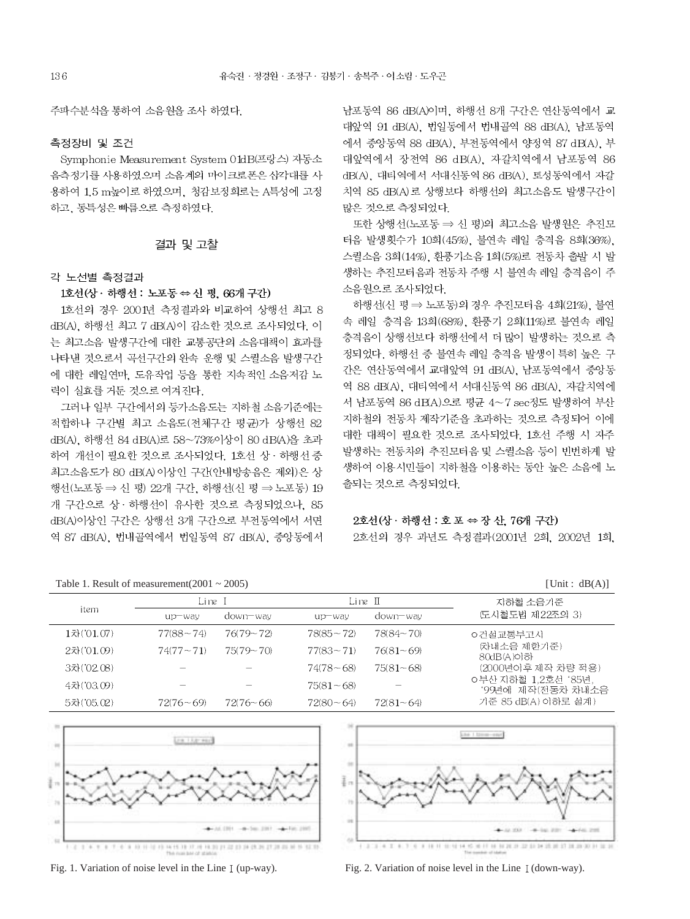주파수분석을 통하여 소음원을 조사 하였다.

### 측정장비 및 조건

Symphonie Measurement System 01dB(프랑스) 자동소음측정기를 사용하였으며 소음계의 마이크로폰은 삼각대를 사용하여 1.5 m높이로 하였으며, 청감보정회로는 A특성에 고정하고, 동특성은 빠름으로 측정하였다.

## 결과 및 고찰

### 각 노선별 측정결과

**1호선(상 · 하행선 : 노포동 ⇔ 신 평, 66개 구간)**

1호선의 경우 2001년 측정결과와 비교하여 상행선 최고 8 dB(A), 하행선 최고 7 dB(A)이 감소한 것으로 조사되었다. 이는 최고소음 발생구간에 대한 교통공단의 소음대책이 효과를 나타낸 것으로서 곡선구간의 완속 운행 및 스퀼소음 발생구간에 대한 레일연마, 도유작업 등을 통한 지속적인 소음저감 노력이 실효를 거둔 것으로 여겨진다.

그러나 일부 구간에서의 등가소음도는 지하철 소음기준에는 적합하나 구간별 최고 소음도(전체구간 평균)가 상행선 82 dB(A), 하행선 84 dB(A)로 58~73%이상이 80 dB(A)을 초과하여 개선이 필요한 것으로 조사되었다. 1호선 상 · 하행선 중 최고소음도가 80 dB(A)이상인 구간(안내방송음은 제외)은 상행선(노포동 ⇒ 신 평) 22개 구간, 하행선(신 평 ⇒ 노포동) 19개 구간으로 상 · 하행선이 유사한 것으로 측정되었으나, 85 dB(A)이상인 구간은 상행선 3개 구간으로 부전동역에서 서면역 87 dB(A), 범내골역에서 범일동역 87 dB(A), 중앙동에서 남포동역 86 dB(A)이며, 하행선 8개 구간은 연산동역에서 교대앞역 91 dB(A), 범일동에서 범내골역 88 dB(A), 남포동역에서 중앙동역 88 dB(A), 부전동역에서 양정역 87 dB(A), 부대앞역에서 장전역 86 dB(A), 자갈치역에서 남포동역 86 dB(A), 대티역에서 서대신동역 86 dB(A), 토성동역에서 자갈치역 85 dB(A)로 상행보다 하행선의 최고소음도 발생구간이 많은 것으로 측정되었다.

또한 상행선(노포동 ⇒ 신 평)의 최고소음 발생원은 추진모터음 발생횟수가 10회(45%), 불연속 레일 충격음 8회(36%), 스퀼소음 3회(14%), 환풍기소음 1회(5%)로 전동차 출발 시 발생하는 추진모터음과 전동차 주행 시 불연속 레일 충격음이 주 소음원으로 조사되었다.

하행선(신 평 ⇒ 노포동)의 경우 추진모터음 4회(21%), 불연속 레일 충격음 13회(68%), 환풍기 2회(11%)로 불연속 레일 충격음이 상행선보다 하행선에서 더 많이 발생하는 것으로 측정되었다. 하행선 중 불연속 레일 충격음 발생이 특히 높은 구간은 연산동역에서 교대앞역 91 dB(A), 남포동역에서 중앙동역 88 dB(A), 대티역에서 서대신동역 86 dB(A), 자갈치역에서 남포동역 86 dB(A)으로 평균 4~7 sec정도 발생하여 부산지하철의 전동차 제작기준을 초과하는 것으로 측정되어 이에 대한 대책이 필요한 것으로 조사되었다. 1호선 주행 시 자주 발생하는 전동차의 추진모터음 및 스퀼소음 등이 빈번하게 발생하여 이용시민들이 지하철을 이용하는 동안 높은 소음에 노출되는 것으로 측정되었다.

**2호선(상 · 하행선 : 호 포 ⇔ 장 산, 76개 구간)**

2호선의 경우 과년도 측정결과(2001년 2회, 2002년 1회,

Table 1. Result of measurement(2001 ~ 2005) [Unit : dB(A)]

| item | Line Ⅰ | | Line Ⅱ | | 지하철 소음기준 (도시철도법 제22조의 3) |
|---|---|---|---|---|---|
| | up-way | down-way | up-way | down-way | |
| 1차('01.07) | 77(88~74) | 76(79~72) | 78(85~72) | 78(84~70) | ○건설교통부고시 (차내소음 제한기준) 80dB(A)이하 (2000년이후 제작 차량 적용) ○부산 지하철 1,2호선 '85년, '99년에 제작(전동차 차내소음 기준 85 dB(A) 이하로 설계) |
| 2차('01.09) | 74(77~71) | 75(79~70) | 77(83~71) | 76(81~69) | |
| 3차('02.08) | − | − | 74(78~68) | 75(81~68) | |
| 4차('03.09) | − | − | 75(81~68) | − | |
| 5차('05.02) | 72(76~69) | 72(76~66) | 72(80~64) | 72(81~64) | |

Fig. 1. Variation of noise level in the Line Ⅰ (up-way).

Fig. 2. Variation of noise level in the Line Ⅰ (down-way).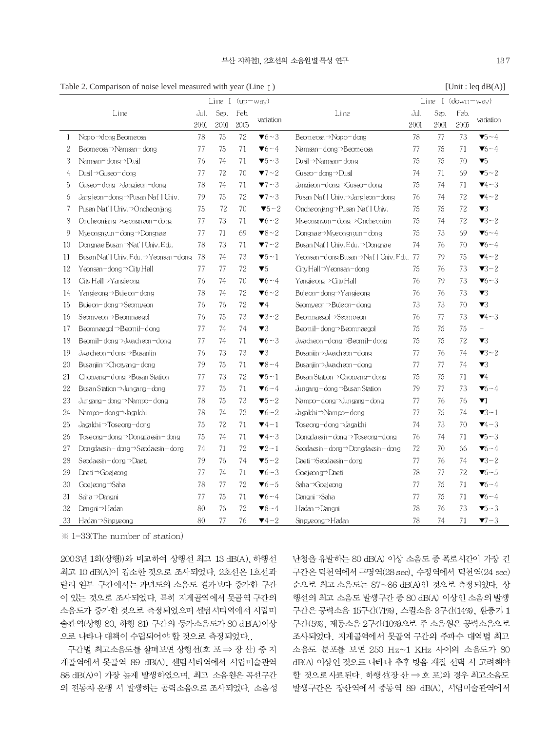Table 2. Comparison of noise level measured with year (Line Ⅰ) [Unit : leq dB(A)]

| | Line | Line Ⅰ (up-way) | | | | Line | Line Ⅰ (down-way) | | | |
|---|---|---|---|---|---|---|---|---|---|---|
| | | Jul. 2001 | Sep. 2001 | Feb. 2005 | variation | | Jul. 2001 | Sep. 2001 | Feb. 2005 | variation |
| 1 | Nopo→dong Beomeosa | 78 | 75 | 72 | ▼6~3 | Beomeosa→Nopo-dong | 78 | 77 | 73 | ▼5~4 |
| 2 | Beomeosa→Namsan-dong | 77 | 75 | 71 | ▼6~4 | Namsan-dong→Beomeosa | 77 | 75 | 71 | ▼6~4 |
| 3 | Namsan-dong→Dusil | 76 | 74 | 71 | ▼5~3 | Dusil→Namsan-dong | 75 | 75 | 70 | ▼5 |
| 4 | Dusil→Guseo-dong | 77 | 72 | 70 | ▼7~2 | Guseo-dong→Dusil | 74 | 71 | 69 | ▼5~2 |
| 5 | Guseo-dong→Jangjeon-dong | 78 | 74 | 71 | ▼7~3 | Jangjeon-dong→Guseo-dong | 75 | 74 | 71 | ▼4~3 |
| 6 | Jangjeon-dong→Pusan Nat'l Univ. | 79 | 75 | 72 | ▼7~3 | Pusan Nat'l Univ.→Jangjeon-dong | 76 | 74 | 72 | ▼4~2 |
| 7 | Pusan Nat'l Univ.→Oncheonjang | 75 | 72 | 70 | ▼5~2 | Oncheonjang→Pusan Nat'l Univ. | 75 | 75 | 72 | ▼3 |
| 8 | Oncheonjang→yeongnyun-dong | 77 | 73 | 71 | ▼6~2 | Myeongnyun-dong→Oncheonjan | 75 | 74 | 72 | ▼3~2 |
| 9 | Myeongnyun-dong→Dongnae | 77 | 71 | 69 | ▼8~2 | Dongnae→Myeongnyun-dong | 75 | 73 | 69 | ▼6~4 |
| 10 | Dongnae Busan→Nat'l Univ. Edu. | 78 | 73 | 71 | ▼7~2 | Busan Nat'l Univ. Edu.→Dongnae | 74 | 76 | 70 | ▼6~4 |
| 11 | Busan Nat'l Univ. Edu.→Yeonsan-dong | 78 | 74 | 73 | ▼5~1 | Yeonsan-dong Busan→Nat'l Univ. Edu. | 77 | 79 | 75 | ▼4~2 |
| 12 | Yeonsan-dong→City Hall | 77 | 77 | 72 | ▼5 | City Hall→Yeonsan-dong | 75 | 76 | 73 | ▼3~2 |
| 13 | City Hall→Yangjeong | 76 | 74 | 70 | ▼6~4 | Yangjeong→City Hall | 76 | 79 | 73 | ▼6~3 |
| 14 | Yangjeong→Bujeon-dong | 78 | 74 | 72 | ▼6~2 | Bujeon-dong→Yangjeong | 76 | 76 | 73 | ▼3 |
| 15 | Bujeon-dong→Seomyeon | 76 | 76 | 72 | ▼4 | Seomyeon→Bujeon-dong | 73 | 73 | 70 | ▼3 |
| 16 | Seomyeon→Beomnaegol | 76 | 75 | 73 | ▼3~2 | Beomnaegol→Seomyeon | 76 | 77 | 73 | ▼4~3 |
| 17 | Beomnaegol→Beomil-dong | 77 | 74 | 74 | ▼3 | Beomil-dong→Beomnaegol | 75 | 75 | 75 | - |
| 18 | Beomil-dong→Jwacheon-dong | 77 | 74 | 71 | ▼6~3 | Jwacheon-dong→Beomil-dong | 75 | 75 | 72 | ▼3 |
| 19 | Jwacheon-dong→Busanjin | 76 | 73 | 73 | ▼3 | Busanjin→Jwacheon-dong | 77 | 76 | 74 | ▼3~2 |
| 20 | Busanjin→Choryang-dong | 79 | 75 | 71 | ▼8~4 | Busanjin→Jwacheon-dong | 77 | 77 | 74 | ▼3 |
| 21 | Choryang-dong→Busan Station | 77 | 73 | 72 | ▼5~1 | Busan Station→Choryang-dong | 75 | 75 | 71 | ▼4 |
| 22 | Busan Station→Jungang-dong | 77 | 75 | 71 | ▼6~4 | Jungang-dong→Busan Station | 79 | 77 | 73 | ▼6~4 |
| 23 | Jungang-dong→Nampo-dong | 78 | 75 | 73 | ▼5~2 | Nampo-dong→Jungang-dong | 77 | 76 | 76 | ▼1 |
| 24 | Nampo-dong→Jagalchi | 78 | 74 | 72 | ▼6~2 | Jagalchi→Nampo-dong | 77 | 75 | 74 | ▼3~1 |
| 25 | Jagalchi→Toseong-dong | 75 | 72 | 71 | ▼4~1 | Toseong-dong→Jagalchi | 74 | 73 | 70 | ▼4~3 |
| 26 | Toseong-dong→Dongdaesin-dong | 75 | 74 | 71 | ▼4~3 | Dongdaesin-dong→Toseong-dong | 76 | 74 | 71 | ▼5~3 |
| 27 | Dongdaesin-dong→Seodaesin-dong | 74 | 71 | 72 | ▼2~1 | Seodaesin-dong→Dongdaesin-dong | 72 | 70 | 66 | ▼6~4 |
| 28 | Seodaesin-dong→Daeti | 79 | 76 | 74 | ▼5~2 | Daeti→Seodaesin-dong | 77 | 76 | 74 | ▼3~2 |
| 29 | Daeti→Goejeong | 77 | 74 | 71 | ▼6~3 | Goejeong→Daeti | 78 | 77 | 72 | ▼6~5 |
| 30 | Goejeong→Saha | 78 | 77 | 72 | ▼6~5 | Saha→Goejeong | 77 | 75 | 71 | ▼6~4 |
| 31 | Saha→Dangni | 77 | 75 | 71 | ▼6~4 | Dangni→Saha | 77 | 75 | 71 | ▼6~4 |
| 32 | Dangni→Hadan | 80 | 76 | 72 | ▼8~4 | Hadan→Dangni | 78 | 76 | 73 | ▼5~3 |
| 33 | Hadan→Sinpyeong | 80 | 77 | 76 | ▼4~2 | Sinpyeong→Hadan | 78 | 74 | 71 | ▼7~3 |

※ 1-33(The number of station)

2003년 1회(상행))와 비교하여 상행선 최고 13 dB(A), 하행선 최고 10 dB(A)이 감소한 것으로 조사되었다. 2호선은 1호선과 달리 일부 구간에서는 과년도의 소음도 결과보다 증가한 구간이 있는 것으로 조사되었다. 특히 지게골역에서 못골역 구간의 소음도가 증가한 것으로 측정되었으며 센텀시티역에서 시립미술관역(상행 80, 하행 81) 구간의 등가소음도가 80 dB(A)이상으로 나타나 대책이 수립되어야 할 것으로 측정되었다..

구간별 최고소음도를 살펴보면 상행선(호 포 ⇒ 장 산) 중 지게골역에서 못골역 89 dB(A), 센텀시티역에서 시립미술관역 88 dB(A)이 가장 높게 발생하였으며, 최고 소음원은 곡선구간의 전동차 운행 시 발생하는 공력소음으로 조사되었다. 소음성 난청을 유발하는 80 dB(A) 이상 소음도 중 폭로시간이 가장 긴 구간은 덕천역에서 구명역(28 sec), 수정역에서 덕천역(24 sec) 순으로 최고 소음도는 87~86 dB(A)인 것으로 측정되었다. 상행선의 최고 소음도 발생구간 중 80 dB(A) 이상인 소음의 발생구간은 공력소음 15구간(71%), 스퀼소음 3구간(14%), 환풍기 1구간(5%), 제동소음 2구간(10%)으로 주 소음원은 공력소음으로 조사되었다. 지게골역에서 못골역 구간의 주파수 대역별 최고 소음도 분포를 보면 250 Hz~1 KHz 사이의 소음도가 80 dB(A) 이상인 것으로 나타나 추후 방음 재질 선택 시 고려해야 할 것으로 사료된다. 하행선(장 산 ⇒ 호 포)의 경우 최고소음도 발생구간은 장산역에서 중동역 89 dB(A), 시립미술관역에서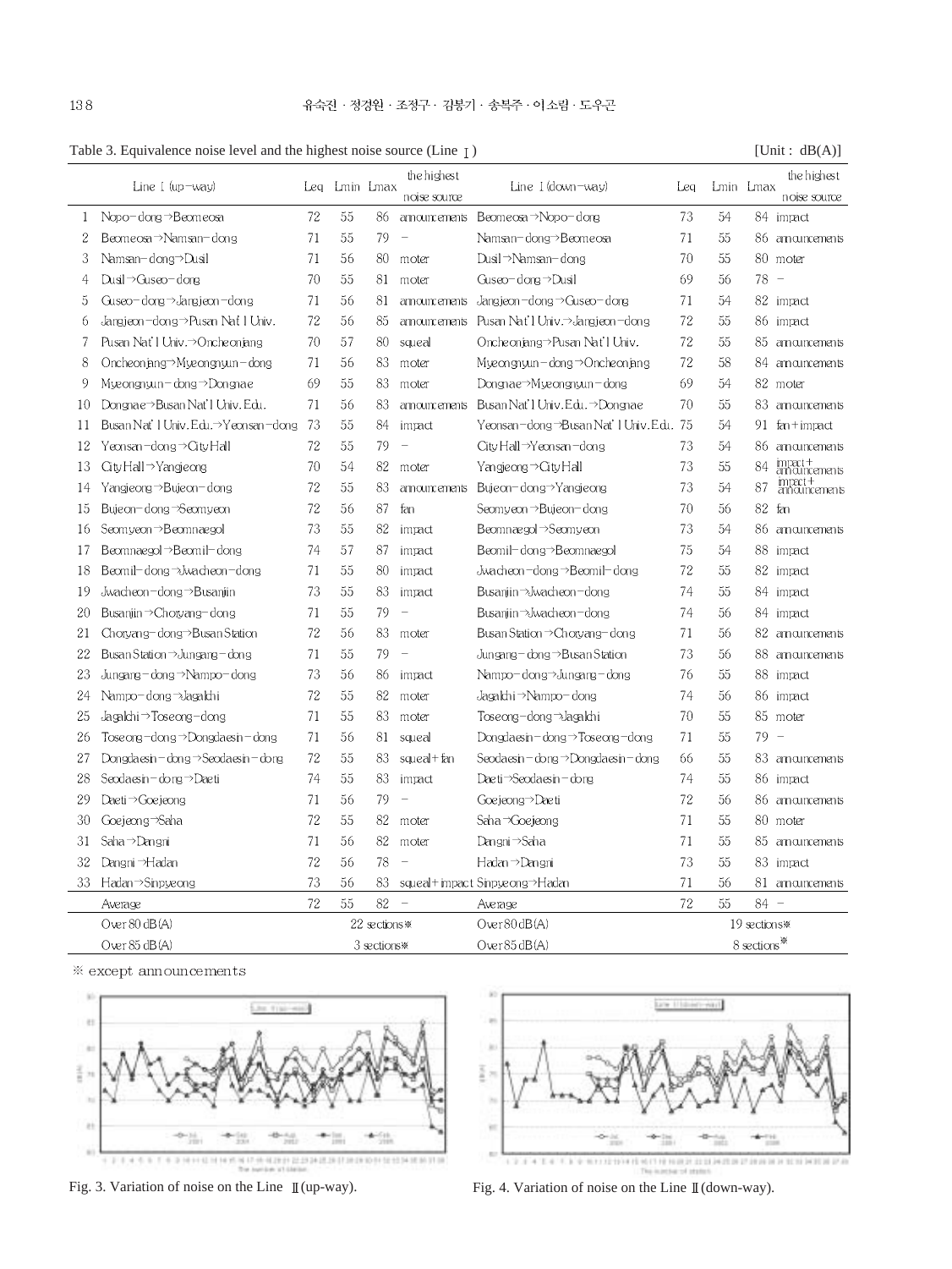Table 3. Equivalence noise level and the highest noise source (Line Ⅰ) [Unit : dB(A)]

| | Line Ⅰ (up-way) | Leq | Lmin | Lmax | the highest noise source | Line Ⅰ (down-way) | Leq | Lmin | Lmax | the highest noise source |
|---|---|---|---|---|---|---|---|---|---|---|
| 1 | Nopo-dong→Beomeosa | 72 | 55 | 86 | announcements | Beomeosa→Nopo-dong | 73 | 54 | 84 | impact |
| 2 | Beomeosa→Namsan-dong | 71 | 55 | 79 | - | Namsan-dong→Beomeosa | 71 | 55 | 86 | announcements |
| 3 | Namsan-dong→Dusil | 71 | 56 | 80 | moter | Dusil→Namsan-dong | 70 | 55 | 80 | moter |
| 4 | Dusil→Guseo-dong | 70 | 55 | 81 | moter | Guseo-dong→Dusil | 69 | 56 | 78 | - |
| 5 | Guseo-dong→Jangjeon-dong | 71 | 56 | 81 | announcements | Jangjeon-dong→Guseo-dong | 71 | 54 | 82 | impact |
| 6 | Jangjeon-dong→Pusan Nat'l Univ. | 72 | 56 | 85 | announcements | Pusan Nat'l Univ.→Jangjeon-dong | 72 | 55 | 86 | impact |
| 7 | Pusan Nat'l Univ.→Oncheonjang | 70 | 57 | 80 | squeal | Oncheonjang→Pusan Nat'l Univ. | 72 | 55 | 85 | announcements |
| 8 | Oncheonjang→Myeongnyun-dong | 71 | 56 | 83 | moter | Myeongnyun-dong→Oncheonjang | 72 | 58 | 84 | announcements |
| 9 | Myeongnyun-dong→Dongnae | 69 | 55 | 83 | moter | Dongnae→Myeongnyun-dong | 69 | 54 | 82 | moter |
| 10 | Dongnae→Busan Nat'l Univ. Edu. | 71 | 56 | 83 | announcements | Busan Nat'l Univ. Edu.→Dongnae | 70 | 55 | 83 | announcements |
| 11 | Busan Nat'l Univ. Edu.→Yeonsan-dong | 73 | 55 | 84 | impact | Yeonsan-dong→Busan Nat'l Univ. Edu. | 75 | 54 | 91 | fan+impact |
| 12 | Yeonsan-dong→City Hall | 72 | 55 | 79 | - | City Hall→Yeonsan-dong | 73 | 54 | 86 | announcements |
| 13 | City Hall→Yangjeong | 70 | 54 | 82 | moter | Yangjeong→City Hall | 73 | 55 | 84 | impact+ announcements |
| 14 | Yangjeong→Bujeon-dong | 72 | 55 | 83 | announcements | Bujeon-dong→Yangjeong | 73 | 54 | 87 | impact+ announcements |
| 15 | Bujeon-dong→Seomyeon | 72 | 56 | 87 | fan | Seomyeon→Bujeon-dong | 70 | 56 | 82 | fan |
| 16 | Seomyeon→Beomnaegol | 73 | 55 | 82 | impact | Beomnaegol→Seomyeon | 73 | 54 | 86 | announcements |
| 17 | Beomnaegol→Beomil-dong | 74 | 57 | 87 | impact | Beomil-dong→Beomnaegol | 75 | 54 | 88 | impact |
| 18 | Beomil-dong→Jwacheon-dong | 71 | 55 | 80 | impact | Jwacheon-dong→Beomil-dong | 72 | 55 | 82 | impact |
| 19 | Jwacheon-dong→Busanjiin | 73 | 55 | 83 | impact | Busanjiin→Jwacheon-dong | 74 | 55 | 84 | impact |
| 20 | Busanjiin→Choryang-dong | 71 | 55 | 79 | - | Busanjiin→Jwacheon-dong | 74 | 56 | 84 | impact |
| 21 | Choryang-dong→Busan Station | 72 | 56 | 83 | moter | Busan Station→Choryang-dong | 71 | 56 | 82 | announcements |
| 22 | Busan Station→Jungang-dong | 71 | 55 | 79 | - | Jungang-dong→Busan Station | 73 | 56 | 88 | announcements |
| 23 | Jungang-dong→Nampo-dong | 73 | 56 | 86 | impact | Nampo-dong→Jungang-dong | 76 | 55 | 88 | impact |
| 24 | Nampo-dong→Jagalchi | 72 | 55 | 82 | moter | Jagalchi→Nampo-dong | 74 | 56 | 86 | impact |
| 25 | Jagalchi→Toseong-dong | 71 | 55 | 83 | moter | Toseong-dong→Jagalchi | 70 | 55 | 85 | moter |
| 26 | Toseong-dong→Dongdaesin-dong | 71 | 56 | 81 | squeal | Dongdaesin-dong→Toseong-dong | 71 | 55 | 79 | - |
| 27 | Dongdaesin-dong→Seodaesin-dong | 72 | 55 | 83 | squeal+fan | Seodaesin-dong→Dongdaesin-dong | 66 | 55 | 83 | announcements |
| 28 | Seodaesin-dong→Daeti | 74 | 55 | 83 | impact | Daeti→Seodaesin-dong | 74 | 55 | 86 | impact |
| 29 | Daeti→Goejeong | 71 | 56 | 79 | - | Goejeong→Daeti | 72 | 56 | 86 | announcements |
| 30 | Goejeong→Saha | 72 | 55 | 82 | moter | Saha→Goejeong | 71 | 55 | 80 | moter |
| 31 | Saha→Dangni | 71 | 56 | 82 | moter | Dangni→Saha | 71 | 55 | 85 | announcements |
| 32 | Dangni→Hadan | 72 | 56 | 78 | - | Hadan→Dangni | 73 | 55 | 83 | impact |
| 33 | Hadan→Sinpyeong | 73 | 56 | 83 | squeal+impact | Sinpyeong→Hadan | 71 | 56 | 81 | announcements |
| | Average | 72 | 55 | 82 | - | Average | 72 | 55 | 84 | - |
| | Over 80 dB(A) | 22 sections※ | | | | Over 80 dB(A) | 19 sections※ | | | |
| | Over 85 dB(A) | 3 sections※ | | | | Over 85 dB(A) | 8 sections※ | | | |

※ except announcements

Fig. 3. Variation of noise on the Line Ⅱ(up-way).

Fig. 4. Variation of noise on the Line Ⅱ(down-way).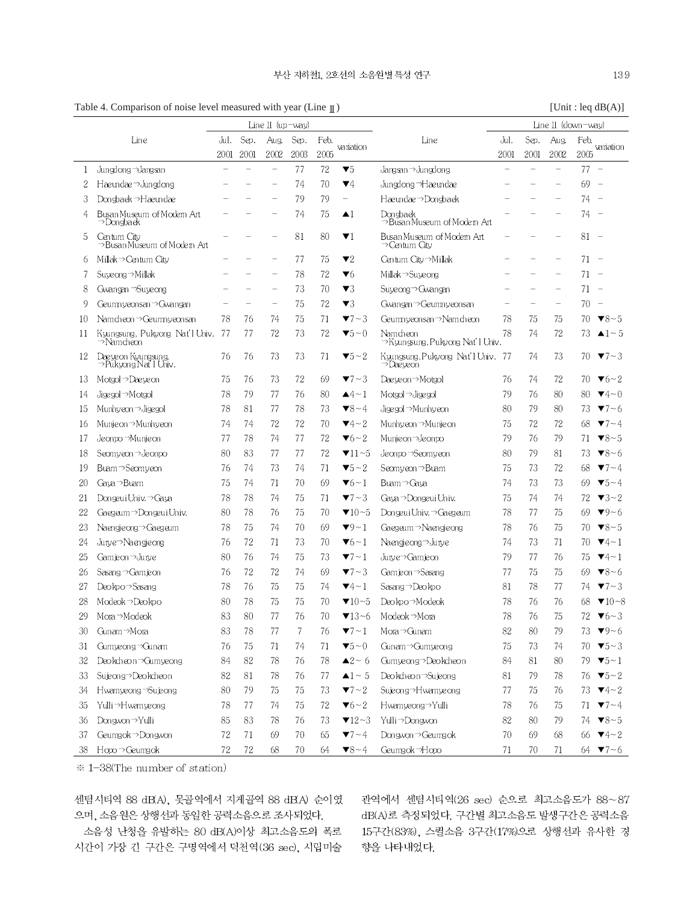Table 4. Comparison of noise level measured with year (Line Ⅱ) [Unit : leq dB(A)]

| | Line | Line Ⅱ (up-way) | | | | | | Line | Line Ⅱ (down-way) | | | | |
|---|---|---|---|---|---|---|---|---|---|---|---|---|---|
| | | Jul. 2001 | Sep. 2001 | Aug. 2002 | Sep. 2003 | Feb. 2005 | variation | | Jul. 2001 | Sep. 2001 | Aug. 2002 | Feb. 2005 | variation |
| 1 | Jungdong→Jangsan | – | – | – | 77 | 72 | ▼5 | Jangsan→Jungdong | – | – | – | 77 | – |
| 2 | Haeundae→Jungdong | – | – | – | 74 | 70 | ▼4 | Jungdong→Haeundae | – | – | – | 69 | – |
| 3 | Dongbaek→Haeundae | – | – | – | 79 | 79 | – | Haeundae→Dongbaek | – | – | – | 74 | – |
| 4 | Busan Museum of Modern Art →Dongbaek | – | – | – | 74 | 75 | ▲1 | Dongbaek →Busan Museum of Modern Art | – | – | – | 74 | – |
| 5 | Centum City →Busan Museum of Modern Art | – | – | – | 81 | 80 | ▼1 | Busan Museum of Modern Art →Centum City | – | – | – | 81 | – |
| 6 | Millak→Centum City | – | – | – | 77 | 75 | ▼2 | Centum City→Millak | – | – | – | 71 | – |
| 7 | Suyeong→Millak | – | – | – | 78 | 72 | ▼6 | Millak→Suyeong | – | – | – | 71 | – |
| 8 | Gwangan→Suyeong | – | – | – | 73 | 70 | ▼3 | Suyeong→Gwangan | – | – | – | 71 | – |
| 9 | Geumnyeonsan→Gwangan | – | – | – | 75 | 72 | ▼3 | Gwangan→Geumnyeonsan | – | – | – | 70 | – |
| 10 | Namcheon→Geumnyeonsan | 78 | 76 | 74 | 75 | 71 | ▼7~3 | Geumnyeonsan→Namcheon | 78 | 75 | 75 | 70 | ▼8~5 |
| 11 | Kyungsung, Pukyong Nat'l Univ. →Namcheon | 77 | 77 | 72 | 73 | 72 | ▼5~0 | Namcheon →Kyungsung, Pukyong Nat'l Univ. | 78 | 74 | 72 | 73 | ▲1~5 |
| 12 | Daeyeon Kyungsung, →Pukyong Nat'l Univ. | 76 | 76 | 73 | 73 | 71 | ▼5~2 | Kyungsung, Pukyong Nat'l Univ. →Daeyeon | 77 | 74 | 73 | 70 | ▼7~3 |
| 13 | Motgol→Daeyeon | 75 | 76 | 73 | 72 | 69 | ▼7~3 | Daeyeon→Motgol | 76 | 74 | 72 | 70 | ▼6~2 |
| 14 | Jigegol→Motgol | 78 | 79 | 77 | 76 | 80 | ▲4~1 | Motgol→Jigegol | 79 | 76 | 80 | 80 | ▼4~0 |
| 15 | Munhyeon→Jigegol | 78 | 81 | 77 | 78 | 73 | ▼8~4 | Jigegol→Munhyeon | 80 | 79 | 80 | 73 | ▼7~6 |
| 16 | Munjeon→Munhyeon | 74 | 74 | 72 | 72 | 70 | ▼4~2 | Munhyeon→Munjeon | 75 | 72 | 72 | 68 | ▼7~4 |
| 17 | Jeonpo→Munjeon | 77 | 78 | 74 | 77 | 72 | ▼6~2 | Munjeon→Jeonpo | 79 | 76 | 79 | 71 | ▼8~5 |
| 18 | Seomyeon→Jeonpo | 80 | 83 | 77 | 77 | 72 | ▼11~5 | Jeonpo→Seomyeon | 80 | 79 | 81 | 73 | ▼8~6 |
| 19 | Buam→Seomyeon | 76 | 74 | 73 | 74 | 71 | ▼5~2 | Seomyeon→Buam | 75 | 73 | 72 | 68 | ▼7~4 |
| 20 | Gaya→Buam | 75 | 74 | 71 | 70 | 69 | ▼6~1 | Buam→Gaya | 74 | 73 | 73 | 69 | ▼5~4 |
| 21 | Dongeui Univ.→Gaya | 78 | 78 | 74 | 75 | 71 | ▼7~3 | Gaya→Dongeui Univ. | 75 | 74 | 74 | 72 | ▼3~2 |
| 22 | Gaegeum→Dongeui Univ. | 80 | 78 | 76 | 75 | 70 | ▼10~5 | Dongeui Univ.→Gaegeum | 78 | 77 | 75 | 69 | ▼9~6 |
| 23 | Naengjeong→Gaegeum | 78 | 75 | 74 | 70 | 69 | ▼9~1 | Gaegeum→Naengjeong | 78 | 76 | 75 | 70 | ▼8~5 |
| 24 | Jurye→Naengjeong | 76 | 72 | 71 | 73 | 70 | ▼6~1 | Naengjeong→Jurye | 74 | 73 | 71 | 70 | ▼4~1 |
| 25 | Gamjeon→Jurye | 80 | 76 | 74 | 75 | 73 | ▼7~1 | Jurye→Gamjeon | 79 | 77 | 76 | 75 | ▼4~1 |
| 26 | Sasang→Gamjeon | 76 | 72 | 72 | 74 | 69 | ▼7~3 | Gamjeon→Sasang | 77 | 75 | 75 | 69 | ▼8~6 |
| 27 | Deokpo→Sasang | 78 | 76 | 75 | 75 | 74 | ▼4~1 | Sasang→Deokpo | 81 | 78 | 77 | 74 | ▼7~3 |
| 28 | Modeok→Deokpo | 80 | 78 | 75 | 75 | 70 | ▼10~5 | Deokpo→Modeok | 78 | 76 | 76 | 68 | ▼10~8 |
| 29 | Mora→Modeok | 83 | 80 | 77 | 76 | 70 | ▼13~6 | Modeok→Mora | 78 | 76 | 75 | 72 | ▼6~3 |
| 30 | Gunam→Mora | 83 | 78 | 77 | 7 | 76 | ▼7~1 | Mora→Gunam | 82 | 80 | 79 | 73 | ▼9~6 |
| 31 | Gumyeong→Gunam | 76 | 75 | 71 | 74 | 71 | ▼5~0 | Gunam→Gumyeong | 75 | 73 | 74 | 70 | ▼5~3 |
| 32 | Deokcheon→Gumyeong | 84 | 82 | 78 | 76 | 78 | ▲2~6 | Gumyeong→Deokcheon | 84 | 81 | 80 | 79 | ▼5~1 |
| 33 | Sujeong→Deokcheon | 82 | 81 | 78 | 76 | 77 | ▲1~5 | Deokcheon→Sujeong | 81 | 79 | 78 | 76 | ▼5~2 |
| 34 | Hwamyeong→Sujeong | 80 | 79 | 75 | 75 | 73 | ▼7~2 | Sujeong→Hwamyeong | 77 | 75 | 76 | 73 | ▼4~2 |
| 35 | Yulli→Hwamyeong | 78 | 77 | 74 | 75 | 72 | ▼6~2 | Hwamyeong→Yulli | 78 | 76 | 75 | 71 | ▼7~4 |
| 36 | Dongwon→Yulli | 85 | 83 | 78 | 76 | 73 | ▼12~3 | Yulli→Dongwon | 82 | 80 | 79 | 74 | ▼8~5 |
| 37 | Geumgok→Dongwon | 72 | 71 | 69 | 70 | 65 | ▼7~4 | Dongwon→Geumgok | 70 | 69 | 68 | 66 | ▼4~2 |
| 38 | Hopo→Geumgok | 72 | 72 | 68 | 70 | 64 | ▼8~4 | Geumgok→Hopo | 71 | 70 | 71 | 64 | ▼7~6 |

※ 1-38(The number of station)

센텀시티역 88 dB(A), 못골역에서 지게골역 88 dB(A) 순이였으며, 소음원은 상행선과 동일한 공력소음으로 조사되었다.

소음성 난청을 유발하는 80 dB(A)이상 최고소음도의 폭로시간이 가장 긴 구간은 구명역에서 덕천역(36 sec), 시립미술관역에서 센텀시티역(26 sec) 순으로 최고소음도가 88~87 dB(A)로 측정되었다. 구간별 최고소음도 발생구간은 공력소음 15구간(83%), 스퀼소음 3구간(17%)으로 상행선과 유사한 경향을 나타내었다.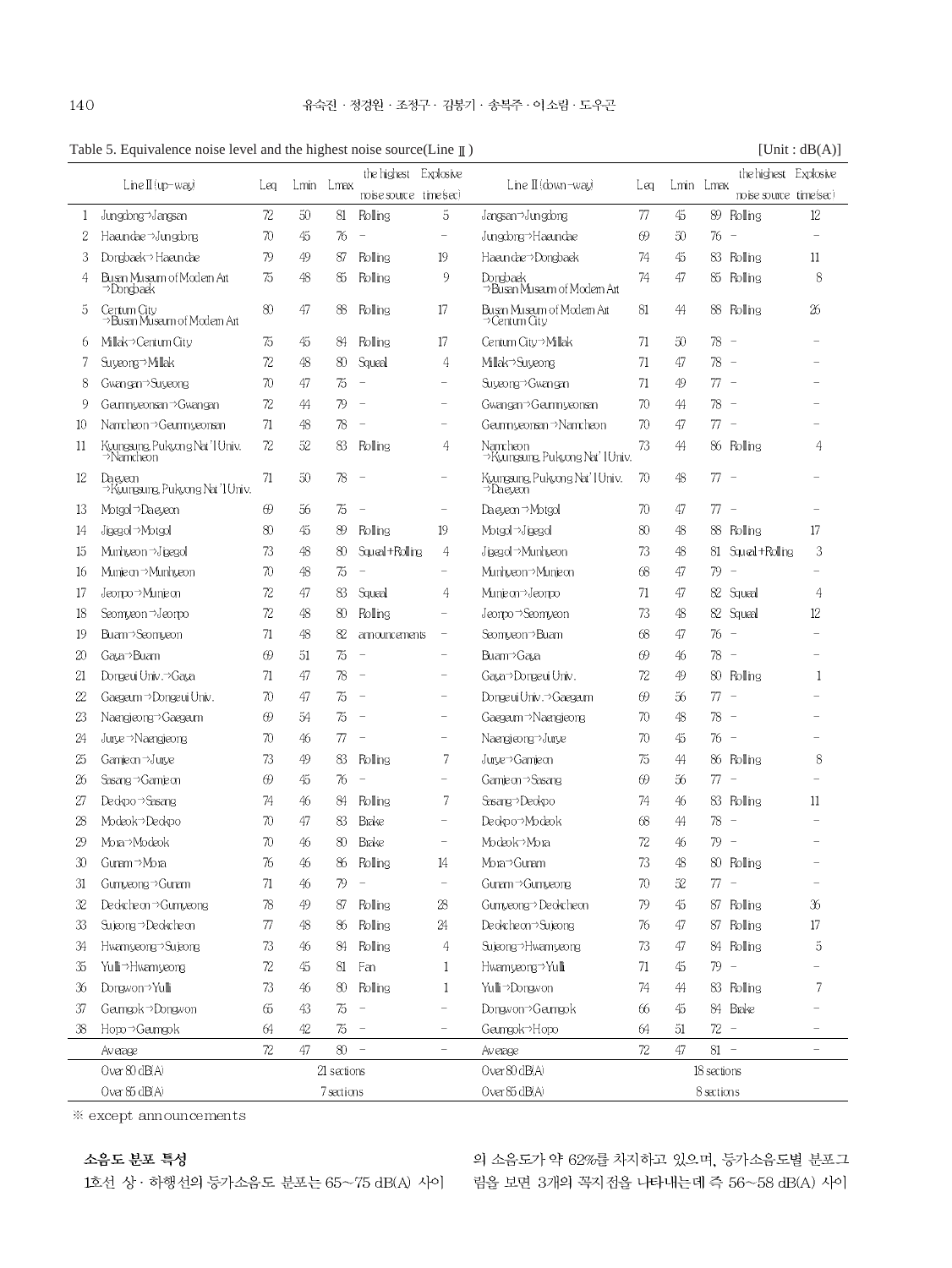Table 5. Equivalence noise level and the highest noise source(Line Ⅱ) [Unit : dB(A)]

| | Line Ⅱ (up-way) | Leq | Lmin | Lmax | the highest noise source | Explosive time(sec) | Line Ⅱ (down-way) | Leq | Lmin | Lmax | the highest noise source | Explosive time(sec) |
|---|---|---|---|---|---|---|---|---|---|---|---|---|
| 1 | Jungdong→Jangsan | 72 | 50 | 81 | Rolling | 5 | Jangsan→Jungdong | 77 | 45 | 89 | Rolling | 12 |
| 2 | Haeundae→Jungdong | 70 | 45 | 76 | - | - | Jungdong→Haeundae | 69 | 50 | 76 | - | - |
| 3 | Dongbaek→Haeundae | 79 | 49 | 87 | Rolling | 19 | Haeundae→Dongbaek | 74 | 45 | 83 | Rolling | 11 |
| 4 | Busan Museum of Modern Art →Dongbaek | 75 | 48 | 85 | Rolling | 9 | Dongbaek →Busan Museum of Modern Art | 74 | 47 | 85 | Rolling | 8 |
| 5 | Centum City →Busan Museum of Modern Art | 80 | 47 | 88 | Rolling | 17 | Busan Museum of Modern Art →Centum City | 81 | 44 | 88 | Rolling | 26 |
| 6 | Millak→Centum City | 75 | 45 | 84 | Rolling | 17 | Centum City→Millak | 71 | 50 | 78 | - | - |
| 7 | Suyeong→Millak | 72 | 48 | 80 | Squeal | 4 | Millak→Suyeong | 71 | 47 | 78 | - | - |
| 8 | Gwangan→Suyeong | 70 | 47 | 75 | - | - | Suyeong→Gwangan | 71 | 49 | 77 | - | - |
| 9 | Geumnyeonsan→Gwangan | 72 | 44 | 79 | - | - | Gwangan→Geumnyeonsan | 70 | 44 | 78 | - | - |
| 10 | Namcheon→Geumnyeonsan | 71 | 48 | 78 | - | - | Geumnyeonsan→Namcheon | 70 | 47 | 77 | - | - |
| 11 | Kyungsung, Pukyong Nat'l Univ. →Namcheon | 72 | 52 | 83 | Rolling | 4 | Namcheon →Kyungsung, Pukyong Nat'l Univ. | 73 | 44 | 86 | Rolling | 4 |
| 12 | Daeyeon →Kyungsung, Pukyong Nat'l Univ. | 71 | 50 | 78 | - | - | Kyungsung, Pukyong Nat'l Univ. →Daeyeon | 70 | 48 | 77 | - | - |
| 13 | Motgol→Daeyeon | 69 | 56 | 75 | - | - | Daeyeon→Motgol | 70 | 47 | 77 | - | - |
| 14 | Jigegol→Motgol | 80 | 45 | 89 | Rolling | 19 | Motgol→Jigegol | 80 | 48 | 88 | Rolling | 17 |
| 15 | Munhyeon→Jigegol | 73 | 48 | 80 | Squeal+Rolling | 4 | Jigegol→Munhyeon | 73 | 48 | 81 | Squeal+Rolling | 3 |
| 16 | Munjeon→Munhyeon | 70 | 48 | 75 | - | - | Munhyeon→Munjeon | 68 | 47 | 79 | - | - |
| 17 | Jeonpo→Munjeon | 72 | 47 | 83 | Squeal | 4 | Munjeon→Jeonpo | 71 | 47 | 82 | Squeal | 4 |
| 18 | Seomyeon→Jeonpo | 72 | 48 | 80 | Rolling | - | Jeonpo→Seomyeon | 73 | 48 | 82 | Squeal | 12 |
| 19 | Buam→Seomyeon | 71 | 48 | 82 | announcements | - | Seomyeon→Buam | 68 | 47 | 76 | - | - |
| 20 | Gaya→Buam | 69 | 51 | 75 | - | - | Buam→Gaya | 69 | 46 | 78 | - | - |
| 21 | Dongeui Univ.→Gaya | 71 | 47 | 78 | - | - | Gaya→Dongeui Univ. | 72 | 49 | 80 | Rolling | 1 |
| 22 | Gaegeum→Dongeui Univ. | 70 | 47 | 75 | - | - | Dongeui Univ.→Gaegeum | 69 | 56 | 77 | - | - |
| 23 | Naengjeong→Gaegeum | 69 | 54 | 75 | - | - | Gaegeum→Naengjeong | 70 | 48 | 78 | - | - |
| 24 | Jurye→Naengjeong | 70 | 46 | 77 | - | - | Naengjeong→Jurye | 70 | 45 | 76 | - | - |
| 25 | Gamjeon→Jurye | 73 | 49 | 83 | Rolling | 7 | Jurye→Gamjeon | 75 | 44 | 86 | Rolling | 8 |
| 26 | Sasang→Gamjeon | 69 | 45 | 76 | - | - | Gamjeon→Sasang | 69 | 56 | 77 | - | - |
| 27 | Deokpo→Sasang | 74 | 46 | 84 | Rolling | 7 | Sasang→Deokpo | 74 | 46 | 83 | Rolling | 11 |
| 28 | Modeok→Deokpo | 70 | 47 | 83 | Brake | - | Deokpo→Modeok | 68 | 44 | 78 | - | - |
| 29 | Mora→Modeok | 70 | 46 | 80 | Brake | - | Modeok→Mora | 72 | 46 | 79 | - | - |
| 30 | Gunam→Mora | 76 | 46 | 86 | Rolling | 14 | Mora→Gunam | 73 | 48 | 80 | Rolling | - |
| 31 | Gumyeong→Gunam | 71 | 46 | 79 | - | - | Gunam→Gumyeong | 70 | 52 | 77 | - | - |
| 32 | Deokcheon→Gumyeong | 78 | 49 | 87 | Rolling | 28 | Gumyeong→Deokcheon | 79 | 45 | 87 | Rolling | 36 |
| 33 | Sujeong→Deokcheon | 77 | 48 | 86 | Rolling | 24 | Deokcheon→Sujeong | 76 | 47 | 87 | Rolling | 17 |
| 34 | Hwamyeong→Sujeong | 73 | 46 | 84 | Rolling | 4 | Sujeong→Hwamyeong | 73 | 47 | 84 | Rolling | 5 |
| 35 | Yulli→Hwamyeong | 72 | 45 | 81 | Fan | 1 | Hwamyeong→Yulli | 71 | 45 | 79 | - | - |
| 36 | Dongwon→Yulli | 73 | 46 | 80 | Rolling | 1 | Yulli→Dongwon | 74 | 44 | 83 | Rolling | 7 |
| 37 | Geumgok→Dongwon | 65 | 43 | 75 | - | - | Dongwon→Geumgok | 66 | 45 | 84 | Brake | - |
| 38 | Hopo→Geumgok | 64 | 42 | 75 | - | - | Geumgok→Hopo | 64 | 51 | 72 | - | - |
| | Average | 72 | 47 | 80 | - | - | Average | 72 | 47 | 81 | - | - |
| | Over 80 dB(A) | 21 sections | | | | | Over 80 dB(A) | 18 sections | | | | |
| | Over 85 dB(A) | 7 sections | | | | | Over 85 dB(A) | 8 sections | | | | |

※ except announcements

**소음도 분포 특성**

1호선 상 · 하행선의 등가소음도 분포는 65~75 dB(A) 사이의 소음도가 약 62%를 차지하고 있으며, 등가소음도별 분포그림을 보면 3개의 꼭지점을 나타내는데 즉 56~58 dB(A) 사이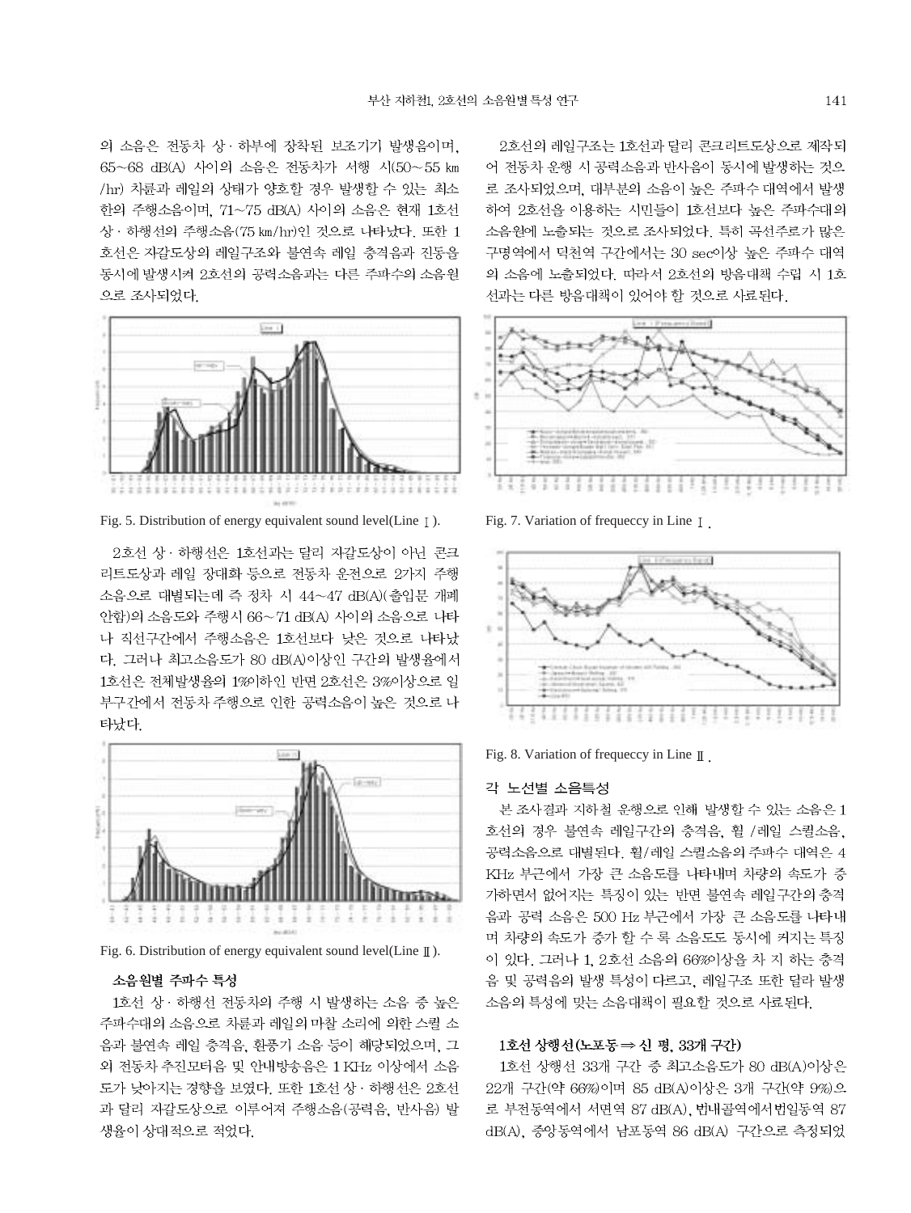의 소음은 전동차 상 · 하부에 장착된 보조기기 발생음이며, 65~68 dB(A) 사이의 소음은 전동차가 서행 시(50~55 ㎞/hr) 차륜과 레일의 상태가 양호할 경우 발생할 수 있는 최소한의 주행소음이며, 71~75 dB(A) 사이의 소음은 현재 1호선 상 · 하행선의 주행소음(75 ㎞/hr)인 것으로 나타났다. 또한 1호선은 자갈도상의 레일구조와 불연속 레일 충격음과 진동을 동시에 발생시켜 2호선의 공력소음과는 다른 주파수의 소음원으로 조사되었다.

Fig. 5. Distribution of energy equivalent sound level(Line Ⅰ).

2호선 상 · 하행선은 1호선과는 달리 자갈도상이 아닌 콘크리트도상과 레일 장대화 등으로 전동차 운전으로 2가지 주행소음으로 대별되는데 즉 정차 시 44~47 dB(A)(출입문 개폐 안함)의 소음도와 주행시 66~71 dB(A) 사이의 소음으로 나타나 직선구간에서 주행소음은 1호선보다 낮은 것으로 나타났다. 그러나 최고소음도가 80 dB(A)이상인 구간의 발생율에서 1호선은 전체발생율의 1%이하인 반면 2호선은 3%이상으로 일부구간에서 전동차 주행으로 인한 공력소음이 높은 것으로 나타났다.

Fig. 6. Distribution of energy equivalent sound level(Line Ⅱ).

### 소음원별 주파수 특성

1호선 상 · 하행선 전동차의 주행 시 발생하는 소음 중 높은 주파수대의 소음으로 차륜과 레일의 마찰 소리에 의한 스퀼 소음과 불연속 레일 충격음, 환풍기 소음 등이 해당되었으며, 그 외 전동차 추진모터음 및 안내방송음은 1 KHz 이상에서 소음도가 낮아지는 경향을 보였다. 또한 1호선 상 · 하행선은 2호선과 달리 자갈도상으로 이루어져 주행소음(공력음, 반사음) 발생율이 상대적으로 적었다.

2호선의 레일구조는 1호선과 달리 콘크리트도상으로 제작되어 전동차 운행 시 공력소음과 반사음이 동시에 발생하는 것으로 조사되었으며, 대부분의 소음이 높은 주파수 대역에서 발생하여 2호선을 이용하는 시민들이 1호선보다 높은 주파수대의 소음원에 노출되는 것으로 조사되었다. 특히 곡선주로가 많은 구명역에서 덕천역 구간에서는 30 sec이상 높은 주파수 대역의 소음에 노출되었다. 따라서 2호선의 방음대책 수립 시 1호선과는 다른 방음대책이 있어야 할 것으로 사료된다.

Fig. 7. Variation of frequeccy in Line Ⅰ.

Fig. 8. Variation of frequeccy in Line Ⅱ.

### 각 노선별 소음특성

본 조사결과 지하철 운행으로 인해 발생할 수 있는 소음은 1호선의 경우 불연속 레일구간의 충격음, 휠 /레일 스퀼소음, 공력소음으로 대별된다. 휠/레일 스퀼소음의 주파수 대역은 4 KHz 부근에서 가장 큰 소음도를 나타내며 차량의 속도가 증가하면서 없어지는 특징이 있는 반면 불연속 레일구간의 충격음과 공력 소음은 500 Hz 부근에서 가장 큰 소음도를 나타내며 차량의 속도가 증가 할 수 록 소음도도 동시에 커지는 특징이 있다. 그러나 1, 2호선 소음의 66%이상을 차 지 하는 충격음 및 공력음의 발생 특성이 다르고, 레일구조 또한 달라 발생 소음의 특성에 맞는 소음대책이 필요할 것으로 사료된다.

### 1호선 상행선(노포동 ⇒ 신 평, 33개 구간)

1호선 상행선 33개 구간 중 최고소음도가 80 dB(A)이상은 22개 구간(약 66%)이며 85 dB(A)이상은 3개 구간(약 9%)으로 부전동역에서 서면역 87 dB(A), 범내골역에서범일동역 87 dB(A), 중앙동역에서 남포동역 86 dB(A) 구간으로 측정되었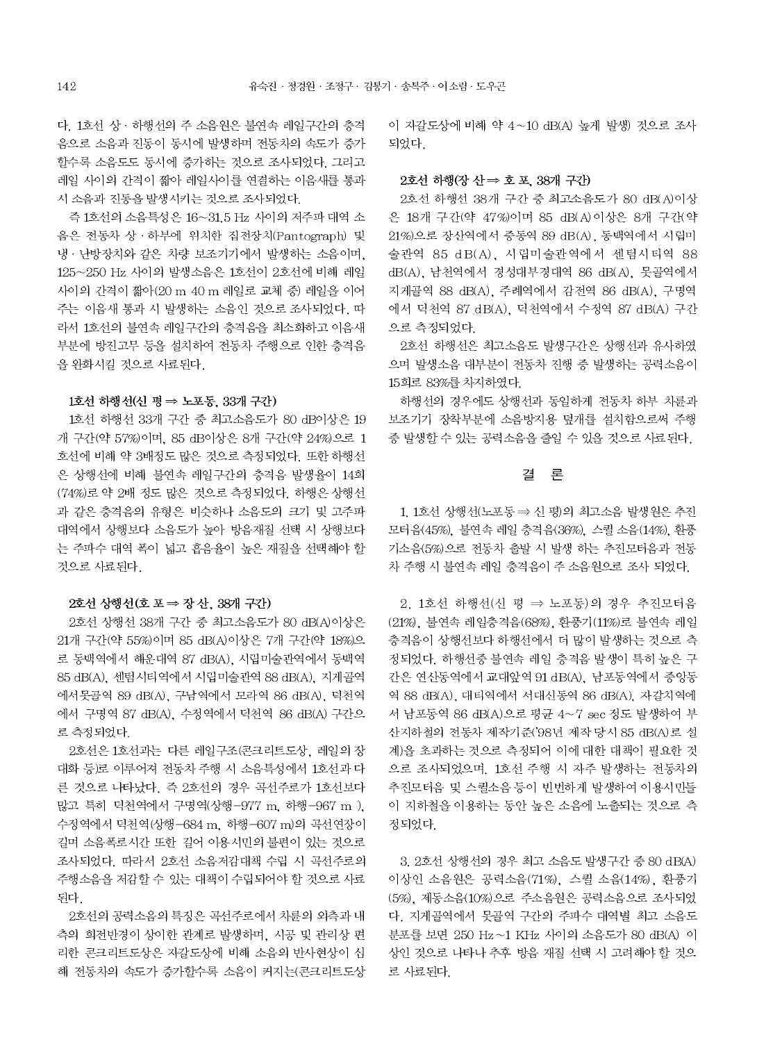다. 1호선 상·하행선의 주 소음원은 불연속 레일구간의 충격음으로 소음과 진동이 동시에 발생하며 전동차의 속도가 증가할수록 소음도도 동시에 증가하는 것으로 조사되었다. 그리고 레일 사이의 간격이 짧아 레일사이를 연결하는 이음새를 통과 시 소음과 진동을 발생시키는 것으로 조사되었다.

즉 1호선의 소음특성은 16~31.5 Hz 사이의 저주파 대역 소음은 전동차 상·하부에 위치한 집전장치(Pantograph) 및 냉·난방장치와 같은 차량 보조기기에서 발생하는 소음이며, 125~250 Hz 사이의 발생소음은 1호선이 2호선에 비해 레일 사이의 간격이 짧아(20 m 40 m 레일로 교체 중) 레일을 이어주는 이음새 통과 시 발생하는 소음인 것으로 조사되었다. 따라서 1호선의 불연속 레일구간의 충격음을 최소화하고 이음새 부분에 방진고무 등을 설치하여 전동차 주행으로 인한 충격음을 완화시킬 것으로 사료된다.

### 1호선 하행선(신 평 ⇒ 노포동, 33개 구간)

1호선 하행선 33개 구간 중 최고소음도가 80 dB이상은 19개 구간(약 57%)이며, 85 dB이상은 8개 구간(약 24%)으로 1호선에 비해 약 3배정도 많은 것으로 측정되었다. 또한 하행선은 상행선에 비해 불연속 레일구간의 충격음 발생율이 14회(74%)로 약 2배 정도 많은 것으로 측정되었다. 하행은 상행선과 같은 충격음의 유형은 비슷하나 소음도의 크기 및 고주파 대역에서 상행보다 소음도가 높아 방음재질 선택 시 상행보다는 주파수 대역 폭이 넓고 흡음율이 높은 재질을 선택해야 할 것으로 사료된다.

### 2호선 상행선(호 포 ⇒ 장 산, 38개 구간)

2호선 상행선 38개 구간 중 최고소음도가 80 dB(A)이상은 21개 구간(약 55%)이며 85 dB(A)이상은 7개 구간(약 18%)으로 동백역에서 해운대역 87 dB(A), 시립미술관역에서 동백역 85 dB(A), 센텀시티역에서 시립미술관역 88 dB(A), 지게골역에서못골역 89 dB(A), 구남역에서 모라역 86 dB(A), 덕천역에서 구명역 87 dB(A), 수정역에서 덕천역 86 dB(A) 구간으로 측정되었다.

2호선은 1호선과는 다른 레일구조(콘크리트도상, 레일의 장대화 등)로 이루어져 전동차 주행 시 소음특성에서 1호선과 다른 것으로 나타났다. 즉 2호선의 경우 곡선주로가 1호선보다 많고 특히 덕천역에서 구명역(상행-977 m, 하행-967 m ), 수정역에서 덕천역(상행-684 m, 하행-607 m)의 곡선연장이 길며 소음폭로시간 또한 길어 이용시민의 불편이 있는 것으로 조사되었다. 따라서 2호선 소음저감대책 수립 시 곡선주로의 주행소음을 저감할 수 있는 대책이 수립되어야 할 것으로 사료된다.

2호선의 공력소음의 특징은 곡선주로에서 차륜의 외측과 내측의 회전반경이 상이한 관계로 발생하며, 시공 및 관리상 편리한 콘크리트도상은 자갈도상에 비해 소음의 반사현상이 심해 전동차의 속도가 증가할수록 소음이 커지는(콘크리트도상이 자갈도상에 비해 약 4~10 dB(A) 높게 발생) 것으로 조사되었다.

### 2호선 하행(장 산 ⇒ 호 포, 38개 구간)

2호선 하행선 38개 구간 중 최고소음도가 80 dB(A)이상은 18개 구간(약 47%)이며 85 dB(A)이상은 8개 구간(약 21%)으로 장산역에서 중동역 89 dB(A), 동백역에서 시립미술관역 85 dB(A), 시립미술관역에서 센텀시티역 88 dB(A), 남천역에서 경성대부경대역 86 dB(A), 못골역에서 지게골역 88 dB(A), 주례역에서 감전역 86 dB(A), 구명역에서 덕천역 87 dB(A), 덕천역에서 수정역 87 dB(A) 구간으로 측정되었다.

2호선 하행선은 최고소음도 발생구간은 상행선과 유사하였으며 발생소음 대부분이 전동차 진행 중 발생하는 공력소음이 15회로 83%를 차지하였다.

하행선의 경우에도 상행선과 동일하게 전동차 하부 차륜과 보조기기 장착부분에 소음방지용 덮개를 설치함으로써 주행 중 발생할 수 있는 공력소음을 줄일 수 있을 것으로 사료된다.

## 결 론

1. 1호선 상행선(노포동 ⇒ 신 평)의 최고소음 발생원은 추진모터음(45%), 불연속 레일 충격음(36%), 스퀼 소음(14%), 환풍기소음(5%)으로 전동차 출발 시 발생 하는 추진모터음과 전동차 주행 시 불연속 레일 충격음이 주 소음원으로 조사 되었다.

2. 1호선 하행선(신 평 ⇒ 노포동)의 경우 추진모터음(21%), 불연속 레일충격음(68%), 환풍기(11%)로 불연속 레일 충격음이 상행선보다 하행선에서 더 많이 발생하는 것으로 측정되었다. 하행선중 불연속 레일 충격음 발생이 특히 높은 구간은 연산동역에서 교대앞역 91 dB(A), 남포동역에서 중앙동역 88 dB(A), 대티역에서 서대신동역 86 dB(A), 자갈치역에서 남포동역 86 dB(A)으로 평균 4~7 sec 정도 발생하여 부산지하철의 전동차 제작기준('98년 제작 당시 85 dB(A)로 설계)을 초과하는 것으로 측정되어 이에 대한 대책이 필요한 것으로 조사되었으며, 1호선 주행 시 자주 발생하는 전동차의 추진모터음 및 스퀼소음 등이 빈번하게 발생하여 이용시민들이 지하철을 이용하는 동안 높은 소음에 노출되는 것으로 측정되었다.

3. 2호선 상행선의 경우 최고 소음도 발생구간 중 80 dB(A) 이상인 소음원은 공력소음(71%), 스퀼 소음(14%), 환풍기(5%), 제동소음(10%)으로 주소음원은 공력소음으로 조사되었다. 지게골역에서 못골역 구간의 주파수 대역별 최고 소음도 분포를 보면 250 Hz~1 KHz 사이의 소음도가 80 dB(A) 이상인 것으로 나타나 추후 방음 재질 선택 시 고려해야 할 것으로 사료된다.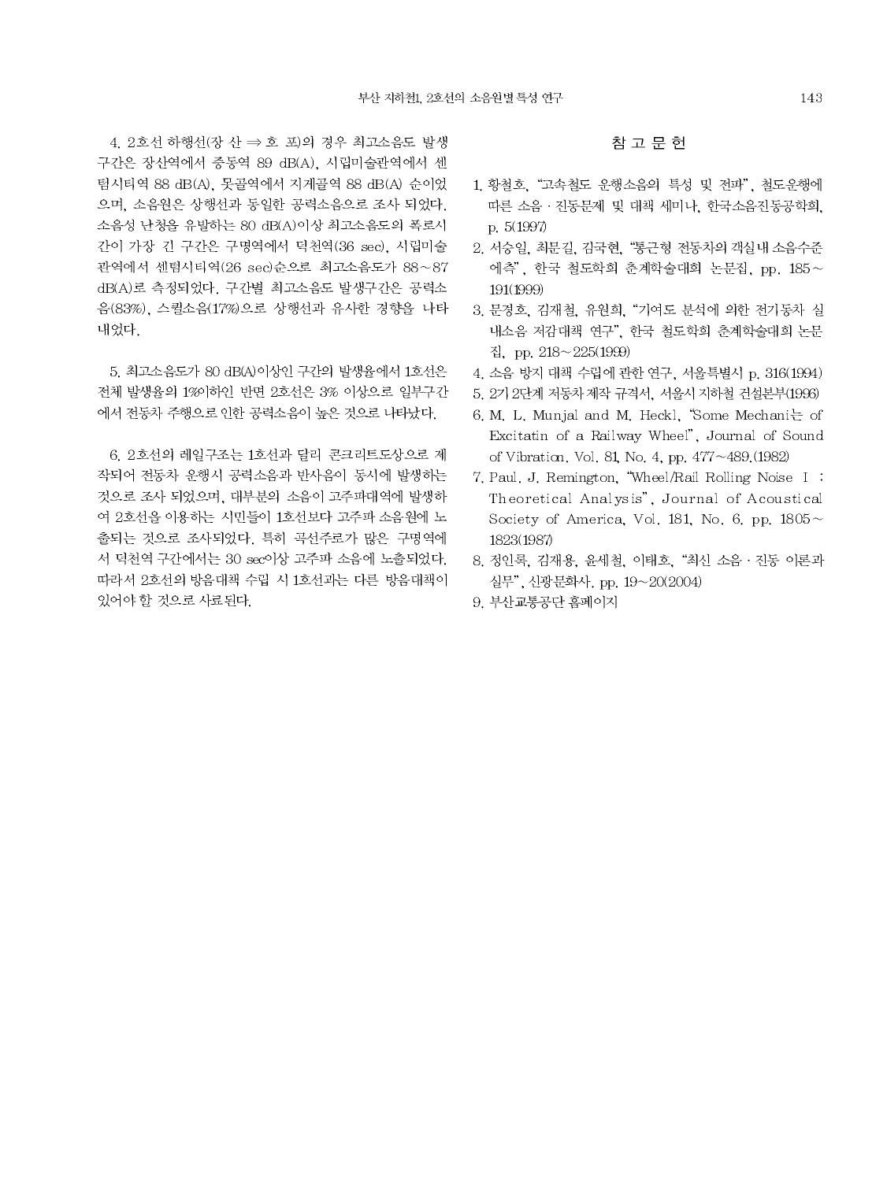4. 2호선 하행선(장 산 ⇒ 호 포)의 경우 최고소음도 발생구간은 장산역에서 중동역 89 dB(A), 시립미술관역에서 센텀시티역 88 dB(A), 못골역에서 지게골역 88 dB(A) 순이었으며, 소음원은 상행선과 동일한 공력소음으로 조사 되었다. 소음성 난청을 유발하는 80 dB(A)이상 최고소음도의 폭로시간이 가장 긴 구간은 구명역에서 덕천역(36 sec), 시립미술관역에서 센텀시티역(26 sec)순으로 최고소음도가 88～87 dB(A)로 측정되었다. 구간별 최고소음도 발생구간은 공력소음(83%), 스킬소음(17%)으로 상행선과 유사한 경향을 나타내었다.

5. 최고소음도가 80 dB(A)이상인 구간의 발생율에서 1호선은 전체 발생율의 1%이하인 반면 2호선은 3% 이상으로 일부구간에서 전동차 주행으로 인한 공력소음이 높은 것으로 나타났다.

6. 2호선의 레일구조는 1호선과 달리 콘크리트도상으로 제작되어 전동차 운행시 공력소음과 반사음이 동시에 발생하는 것으로 조사 되었으며, 대부분의 소음이 고주파대역에 발생하여 2호선을 이용하는 시민들이 1호선보다 고주파 소음원에 노출되는 것으로 조사되었다. 특히 곡선주로가 많은 구명역에서 덕천역 구간에서는 30 sec이상 고주파 소음에 노출되었다. 따라서 2호선의 방음대책 수립 시 1호선과는 다른 방음대책이 있어야 할 것으로 사료된다.

## 참 고 문 헌

1. 황철호, "고속철도 운행소음의 특성 및 전파", 철도운행에 따른 소음 · 진동문제 및 대책 세미나, 한국소음진동공학회, p. 5(1997)
2. 서승일, 최문길, 김국현, "통근형 전동차의 객실내 소음수준 예측", 한국 철도학회 춘계학술대회 논문집, pp. 185～191(1999)
3. 문경호, 김재철, 유원희, "기여도 분석에 의한 전기동차 실내소음 저감대책 연구", 한국 철도학회 춘계학술대회 논문집, pp. 218～225(1999)
4. 소음 방지 대책 수립에 관한 연구, 서울특별시 p. 316(1994)
5. 2기 2단계 저동차 제작 규격서, 서울시 지하철 건설본부(1996)
6. M. L. Munjal and M. Heckl, "Some Mechani는 of Excitatin of a Railway Wheel", Journal of Sound of Vibration, Vol. 81, No. 4, pp. 477～489.(1982)
7. Paul. J. Remington, "Wheel/Rail Rolling Noise I : Theoretical Analysis", Journal of Acoustical Society of America, Vol. 181, No. 6. pp. 1805～1823(1987)
8. 정인록, 김재용, 윤세철, 이태호, "최신 소음 · 진동 이론과 실무", 신광문화사. pp. 19～20(2004)
9. 부산교통공단 홈페이지